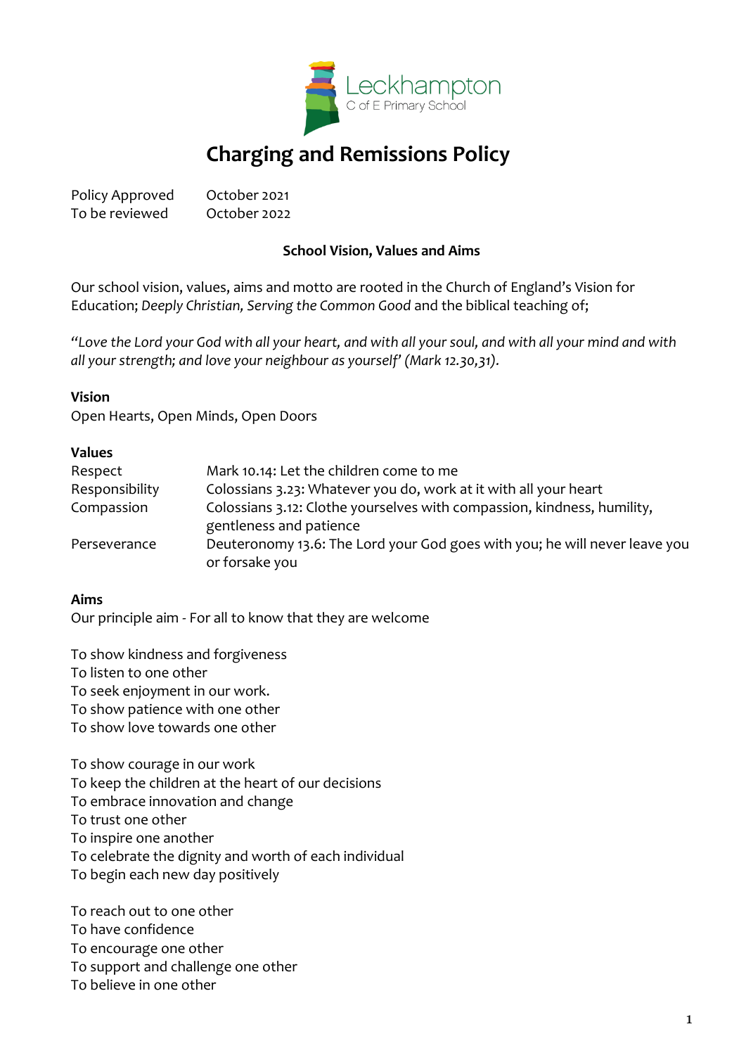Leckhampton
C of E Primary School

# Charging and Remissions Policy

| | |
|---|---|
| Policy Approved | October 2021 |
| To be reviewed | October 2022 |

**School Vision, Values and Aims**

Our school vision, values, aims and motto are rooted in the Church of England's Vision for Education; *Deeply Christian, Serving the Common Good* and the biblical teaching of;

*"Love the Lord your God with all your heart, and with all your soul, and with all your mind and with all your strength; and love your neighbour as yourself' (Mark 12.30,31).*

**Vision**

Open Hearts, Open Minds, Open Doors

**Values**

| | |
|---|---|
| Respect | Mark 10.14: Let the children come to me |
| Responsibility | Colossians 3.23: Whatever you do, work at it with all your heart |
| Compassion | Colossians 3.12: Clothe yourselves with compassion, kindness, humility, gentleness and patience |
| Perseverance | Deuteronomy 13.6: The Lord your God goes with you; he will never leave you or forsake you |

**Aims**

Our principle aim - For all to know that they are welcome

To show kindness and forgiveness
To listen to one other
To seek enjoyment in our work.
To show patience with one other
To show love towards one other

To show courage in our work
To keep the children at the heart of our decisions
To embrace innovation and change
To trust one other
To inspire one another
To celebrate the dignity and worth of each individual
To begin each new day positively

To reach out to one other
To have confidence
To encourage one other
To support and challenge one other
To believe in one other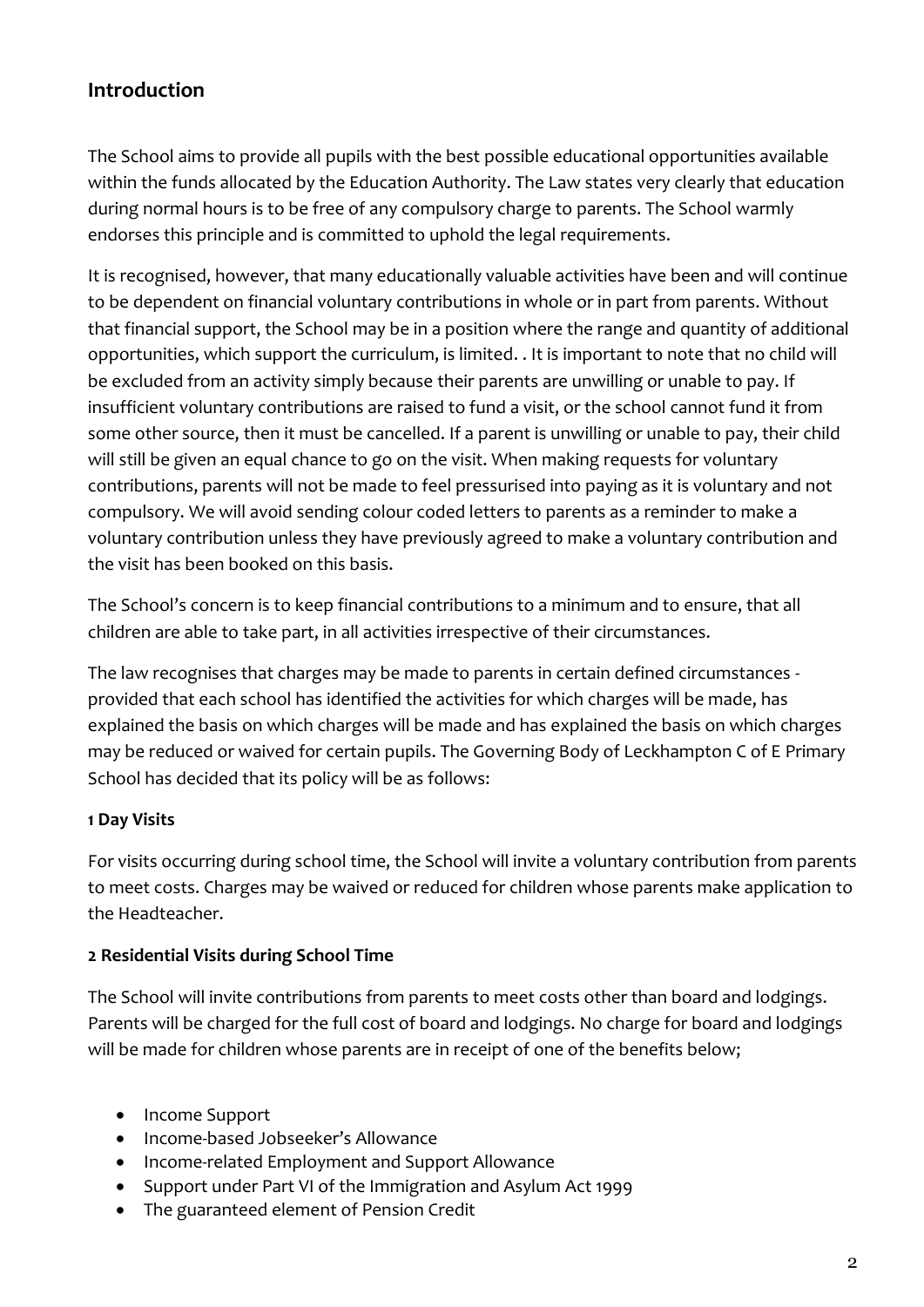## Introduction

The School aims to provide all pupils with the best possible educational opportunities available within the funds allocated by the Education Authority. The Law states very clearly that education during normal hours is to be free of any compulsory charge to parents. The School warmly endorses this principle and is committed to uphold the legal requirements.

It is recognised, however, that many educationally valuable activities have been and will continue to be dependent on financial voluntary contributions in whole or in part from parents. Without that financial support, the School may be in a position where the range and quantity of additional opportunities, which support the curriculum, is limited. . It is important to note that no child will be excluded from an activity simply because their parents are unwilling or unable to pay. If insufficient voluntary contributions are raised to fund a visit, or the school cannot fund it from some other source, then it must be cancelled. If a parent is unwilling or unable to pay, their child will still be given an equal chance to go on the visit. When making requests for voluntary contributions, parents will not be made to feel pressurised into paying as it is voluntary and not compulsory. We will avoid sending colour coded letters to parents as a reminder to make a voluntary contribution unless they have previously agreed to make a voluntary contribution and the visit has been booked on this basis.

The School's concern is to keep financial contributions to a minimum and to ensure, that all children are able to take part, in all activities irrespective of their circumstances.

The law recognises that charges may be made to parents in certain defined circumstances - provided that each school has identified the activities for which charges will be made, has explained the basis on which charges will be made and has explained the basis on which charges may be reduced or waived for certain pupils. The Governing Body of Leckhampton C of E Primary School has decided that its policy will be as follows:

#### 1 Day Visits

For visits occurring during school time, the School will invite a voluntary contribution from parents to meet costs. Charges may be waived or reduced for children whose parents make application to the Headteacher.

#### 2 Residential Visits during School Time

The School will invite contributions from parents to meet costs other than board and lodgings. Parents will be charged for the full cost of board and lodgings. No charge for board and lodgings will be made for children whose parents are in receipt of one of the benefits below;

- Income Support
- Income-based Jobseeker's Allowance
- Income-related Employment and Support Allowance
- Support under Part VI of the Immigration and Asylum Act 1999
- The guaranteed element of Pension Credit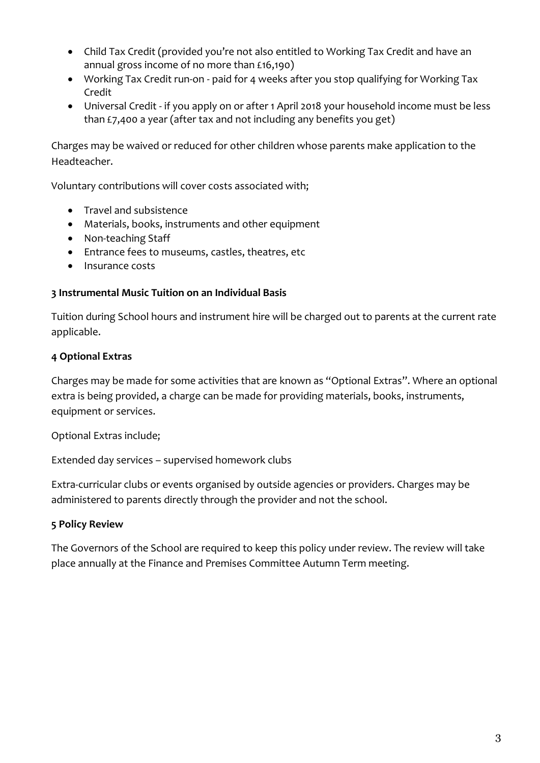- Child Tax Credit (provided you're not also entitled to Working Tax Credit and have an annual gross income of no more than £16,190)
- Working Tax Credit run-on - paid for 4 weeks after you stop qualifying for Working Tax Credit
- Universal Credit - if you apply on or after 1 April 2018 your household income must be less than £7,400 a year (after tax and not including any benefits you get)

Charges may be waived or reduced for other children whose parents make application to the Headteacher.

Voluntary contributions will cover costs associated with;

- Travel and subsistence
- Materials, books, instruments and other equipment
- Non-teaching Staff
- Entrance fees to museums, castles, theatres, etc
- Insurance costs

**3 Instrumental Music Tuition on an Individual Basis**

Tuition during School hours and instrument hire will be charged out to parents at the current rate applicable.

**4 Optional Extras**

Charges may be made for some activities that are known as "Optional Extras". Where an optional extra is being provided, a charge can be made for providing materials, books, instruments, equipment or services.

Optional Extras include;

Extended day services – supervised homework clubs

Extra-curricular clubs or events organised by outside agencies or providers. Charges may be administered to parents directly through the provider and not the school.

**5 Policy Review**

The Governors of the School are required to keep this policy under review. The review will take place annually at the Finance and Premises Committee Autumn Term meeting.